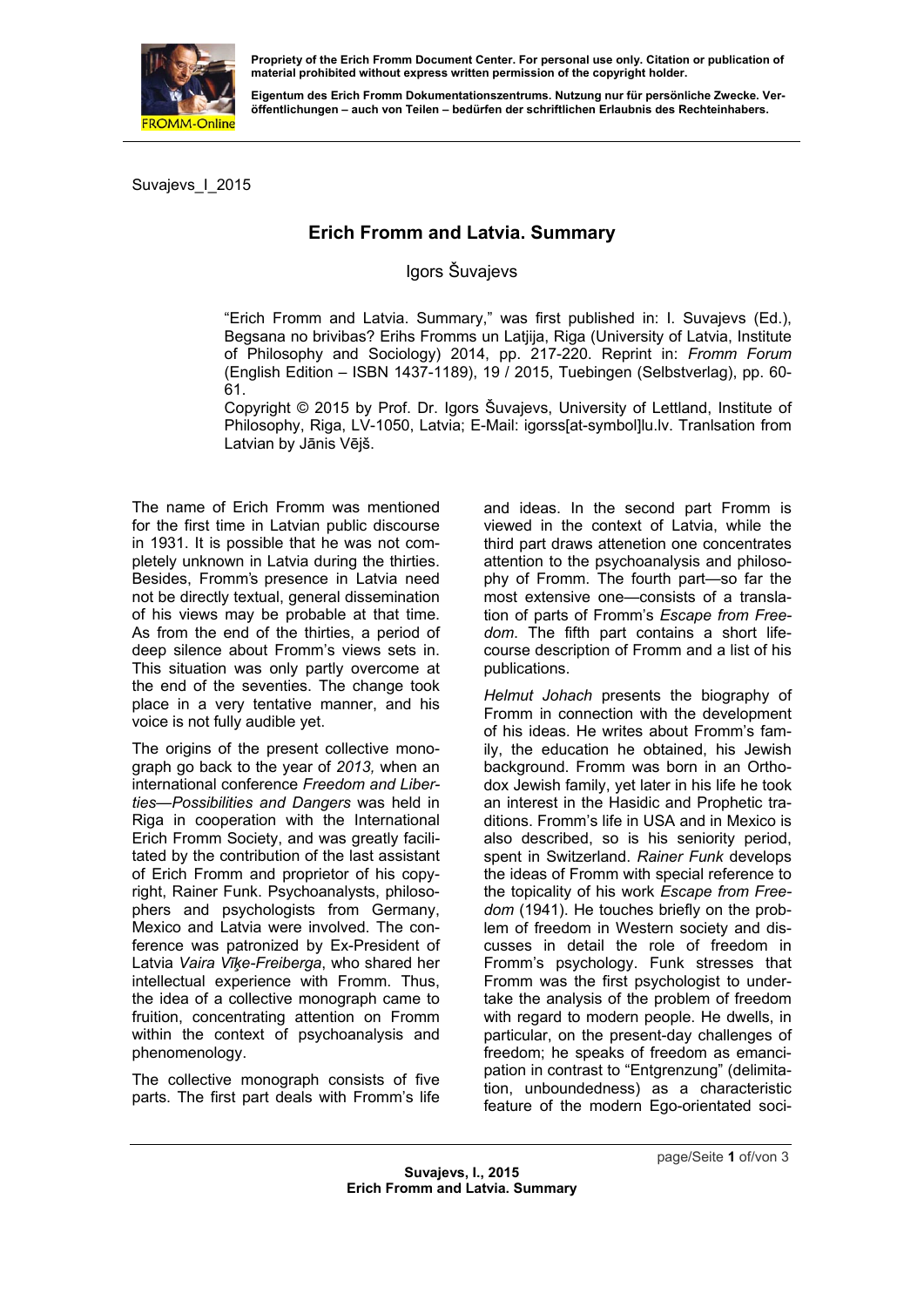Propriety of the Erich Fromm Document Center. For personal use only. Citation or publication of material prohibited without express written permission of the copyright holder.

Eigentum des Erich Fromm Dokumentationszentrums. Nutzung nur für persönliche Zwecke. Veröffentlichungen – auch von Teilen – bedürfen der schriftlichen Erlaubnis des Rechteinhabers.

Suvajevs_I_2015

# Erich Fromm and Latvia. Summary

Igors Šuvajevs

"Erich Fromm and Latvia. Summary," was first published in: I. Suvajevs (Ed.), Begsana no brivibas? Erihs Fromms un Latjija, Riga (University of Latvia, Institute of Philosophy and Sociology) 2014, pp. 217-220. Reprint in: *Fromm Forum* (English Edition – ISBN 1437-1189), 19 / 2015, Tuebingen (Selbstverlag), pp. 60-61.

Copyright © 2015 by Prof. Dr. Igors Šuvajevs, University of Lettland, Institute of Philosophy, Riga, LV-1050, Latvia; E-Mail: igorss[at-symbol]lu.lv. Tranlsation from Latvian by Jānis Vējš.

The name of Erich Fromm was mentioned for the first time in Latvian public discourse in 1931. It is possible that he was not completely unknown in Latvia during the thirties. Besides, Fromm's presence in Latvia need not be directly textual, general dissemination of his views may be probable at that time. As from the end of the thirties, a period of deep silence about Fromm's views sets in. This situation was only partly overcome at the end of the seventies. The change took place in a very tentative manner, and his voice is not fully audible yet.

The origins of the present collective monograph go back to the year of *2013,* when an international conference *Freedom and Liberties—Possibilities and Dangers* was held in Riga in cooperation with the International Erich Fromm Society, and was greatly facilitated by the contribution of the last assistant of Erich Fromm and proprietor of his copyright, Rainer Funk. Psychoanalysts, philosophers and psychologists from Germany, Mexico and Latvia were involved. The conference was patronized by Ex-President of Latvia *Vaira Vīķe-Freiberga*, who shared her intellectual experience with Fromm. Thus, the idea of a collective monograph came to fruition, concentrating attention on Fromm within the context of psychoanalysis and phenomenology.

The collective monograph consists of five parts. The first part deals with Fromm's life and ideas. In the second part Fromm is viewed in the context of Latvia, while the third part draws attenetion one concentrates attention to the psychoanalysis and philosophy of Fromm. The fourth part—so far the most extensive one—consists of a translation of parts of Fromm's *Escape from Freedom*. The fifth part contains a short lifecourse description of Fromm and a list of his publications.

*Helmut Johach* presents the biography of Fromm in connection with the development of his ideas. He writes about Fromm's family, the education he obtained, his Jewish background. Fromm was born in an Orthodox Jewish family, yet later in his life he took an interest in the Hasidic and Prophetic traditions. Fromm's life in USA and in Mexico is also described, so is his seniority period, spent in Switzerland. *Rainer Funk* develops the ideas of Fromm with special reference to the topicality of his work *Escape from Freedom* (1941). He touches briefly on the problem of freedom in Western society and discusses in detail the role of freedom in Fromm's psychology. Funk stresses that Fromm was the first psychologist to undertake the analysis of the problem of freedom with regard to modern people. He dwells, in particular, on the present-day challenges of freedom; he speaks of freedom as emancipation in contrast to "Entgrenzung" (delimitation, unboundedness) as a characteristic feature of the modern Ego-orientated soci-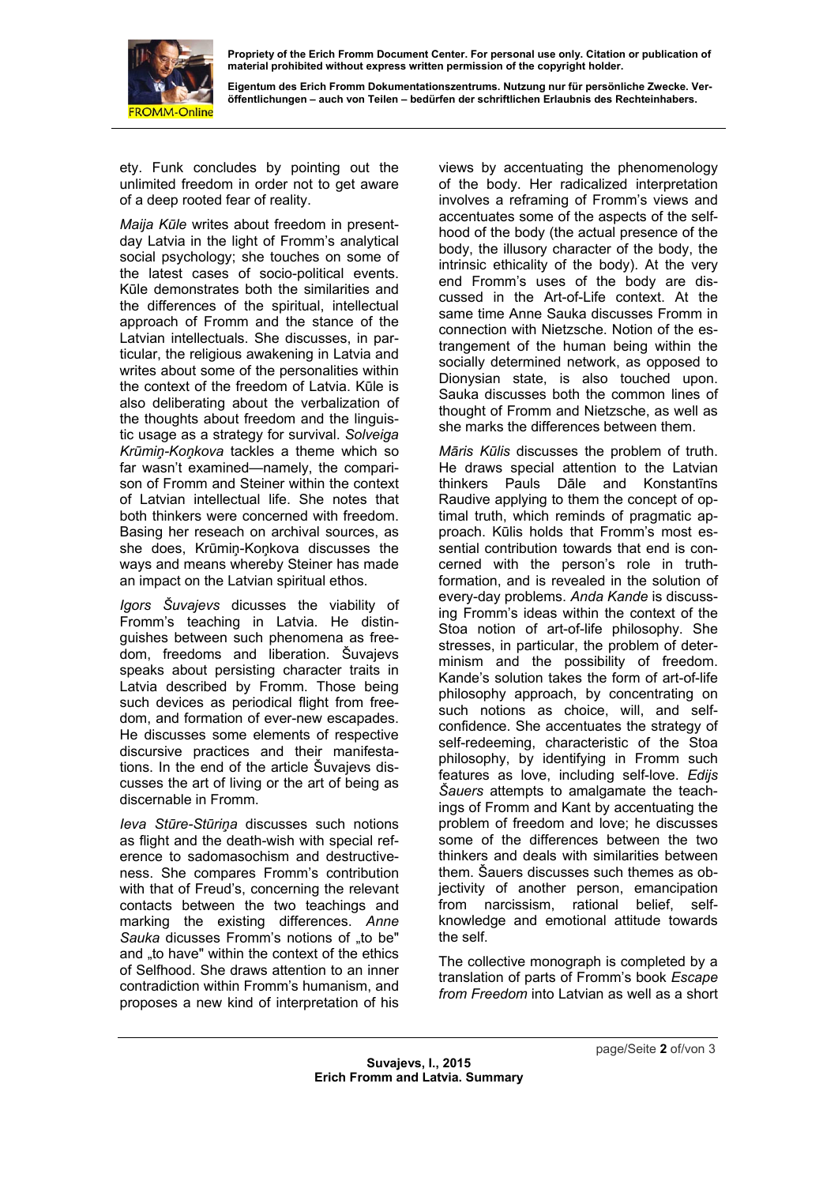ety. Funk concludes by pointing out the unlimited freedom in order not to get aware of a deep rooted fear of reality.

*Maija Kūle* writes about freedom in present-day Latvia in the light of Fromm's analytical social psychology; she touches on some of the latest cases of socio-political events. Kūle demonstrates both the similarities and the differences of the spiritual, intellectual approach of Fromm and the stance of the Latvian intellectuals. She discusses, in particular, the religious awakening in Latvia and writes about some of the personalities within the context of the freedom of Latvia. Kūle is also deliberating about the verbalization of the thoughts about freedom and the linguistic usage as a strategy for survival. *Solveiga Krūmiņ-Koņkova* tackles a theme which so far wasn't examined—namely, the comparison of Fromm and Steiner within the context of Latvian intellectual life. She notes that both thinkers were concerned with freedom. Basing her reseach on archival sources, as she does, Krūmiņ-Koņkova discusses the ways and means whereby Steiner has made an impact on the Latvian spiritual ethos.

*Igors Šuvajevs* dicusses the viability of Fromm's teaching in Latvia. He distinguishes between such phenomena as freedom, freedoms and liberation. Šuvajevs speaks about persisting character traits in Latvia described by Fromm. Those being such devices as periodical flight from freedom, and formation of ever-new escapades. He discusses some elements of respective discursive practices and their manifestations. In the end of the article Šuvajevs discusses the art of living or the art of being as discernable in Fromm.

*Ieva Stūre-Stūriņa* discusses such notions as flight and the death-wish with special reference to sadomasochism and destructiveness. She compares Fromm's contribution with that of Freud's, concerning the relevant contacts between the two teachings and marking the existing differences. *Anne Sauka* dicusses Fromm's notions of „to be" and „to have" within the context of the ethics of Selfhood. She draws attention to an inner contradiction within Fromm's humanism, and proposes a new kind of interpretation of his views by accentuating the phenomenology of the body. Her radicalized interpretation involves a reframing of Fromm's views and accentuates some of the aspects of the selfhood of the body (the actual presence of the body, the illusory character of the body, the intrinsic ethicality of the body). At the very end Fromm's uses of the body are discussed in the Art-of-Life context. At the same time Anne Sauka discusses Fromm in connection with Nietzsche. Notion of the estrangement of the human being within the socially determined network, as opposed to Dionysian state, is also touched upon. Sauka discusses both the common lines of thought of Fromm and Nietzsche, as well as she marks the differences between them.

*Māris Kūlis* discusses the problem of truth. He draws special attention to the Latvian thinkers Pauls Dāle and Konstantīns Raudive applying to them the concept of optimal truth, which reminds of pragmatic approach. Kūlis holds that Fromm's most essential contribution towards that end is concerned with the person's role in truth-formation, and is revealed in the solution of every-day problems. *Anda Kande* is discussing Fromm's ideas within the context of the Stoa notion of art-of-life philosophy. She stresses, in particular, the problem of determinism and the possibility of freedom. Kande's solution takes the form of art-of-life philosophy approach, by concentrating on such notions as choice, will, and self-confidence. She accentuates the strategy of self-redeeming, characteristic of the Stoa philosophy, by identifying in Fromm such features as love, including self-love. *Edijs Šauers* attempts to amalgamate the teachings of Fromm and Kant by accentuating the problem of freedom and love; he discusses some of the differences between the two thinkers and deals with similarities between them. Šauers discusses such themes as objectivity of another person, emancipation from narcissism, rational belief, self-knowledge and emotional attitude towards the self.

The collective monograph is completed by a translation of parts of Fromm's book *Escape from Freedom* into Latvian as well as a short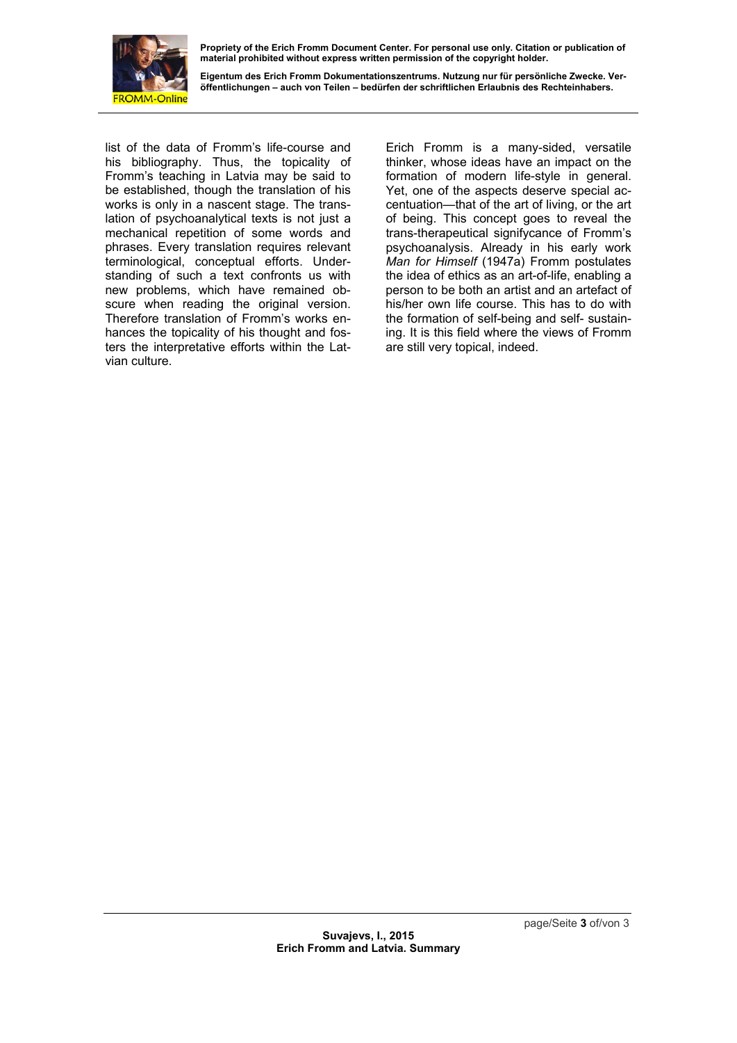list of the data of Fromm's life-course and his bibliography. Thus, the topicality of Fromm's teaching in Latvia may be said to be established, though the translation of his works is only in a nascent stage. The translation of psychoanalytical texts is not just a mechanical repetition of some words and phrases. Every translation requires relevant terminological, conceptual efforts. Understanding of such a text confronts us with new problems, which have remained obscure when reading the original version. Therefore translation of Fromm's works enhances the topicality of his thought and fosters the interpretative efforts within the Latvian culture.

Erich Fromm is a many-sided, versatile thinker, whose ideas have an impact on the formation of modern life-style in general. Yet, one of the aspects deserve special accentuation—that of the art of living, or the art of being. This concept goes to reveal the trans-therapeutical signifycance of Fromm's psychoanalysis. Already in his early work *Man for Himself* (1947a) Fromm postulates the idea of ethics as an art-of-life, enabling a person to be both an artist and an artefact of his/her own life course. This has to do with the formation of self-being and self- sustaining. It is this field where the views of Fromm are still very topical, indeed.